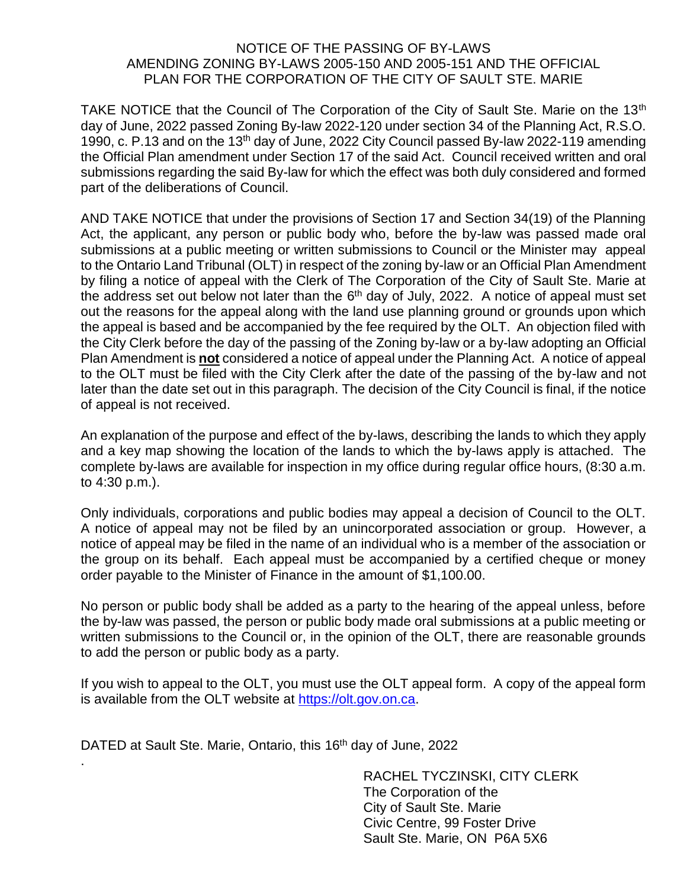# NOTICE OF THE PASSING OF BY-LAWS AMENDING ZONING BY-LAWS 2005-150 AND 2005-151 AND THE OFFICIAL PLAN FOR THE CORPORATION OF THE CITY OF SAULT STE. MARIE

TAKE NOTICE that the Council of The Corporation of the City of Sault Ste. Marie on the 13th day of June, 2022 passed Zoning By-law 2022-120 under section 34 of the Planning Act, R.S.O. 1990, c. P.13 and on the 13th day of June, 2022 City Council passed By-law 2022-119 amending the Official Plan amendment under Section 17 of the said Act. Council received written and oral submissions regarding the said By-law for which the effect was both duly considered and formed part of the deliberations of Council.

AND TAKE NOTICE that under the provisions of Section 17 and Section 34(19) of the Planning Act, the applicant, any person or public body who, before the by-law was passed made oral submissions at a public meeting or written submissions to Council or the Minister may appeal to the Ontario Land Tribunal (OLT) in respect of the zoning by-law or an Official Plan Amendment by filing a notice of appeal with the Clerk of The Corporation of the City of Sault Ste. Marie at the address set out below not later than the 6th day of July, 2022. A notice of appeal must set out the reasons for the appeal along with the land use planning ground or grounds upon which the appeal is based and be accompanied by the fee required by the OLT. An objection filed with the City Clerk before the day of the passing of the Zoning by-law or a by-law adopting an Official Plan Amendment is **not** considered a notice of appeal under the Planning Act. A notice of appeal to the OLT must be filed with the City Clerk after the date of the passing of the by-law and not later than the date set out in this paragraph. The decision of the City Council is final, if the notice of appeal is not received.

An explanation of the purpose and effect of the by-laws, describing the lands to which they apply and a key map showing the location of the lands to which the by-laws apply is attached. The complete by-laws are available for inspection in my office during regular office hours, (8:30 a.m. to 4:30 p.m.).

Only individuals, corporations and public bodies may appeal a decision of Council to the OLT. A notice of appeal may not be filed by an unincorporated association or group. However, a notice of appeal may be filed in the name of an individual who is a member of the association or the group on its behalf. Each appeal must be accompanied by a certified cheque or money order payable to the Minister of Finance in the amount of $1,100.00.

No person or public body shall be added as a party to the hearing of the appeal unless, before the by-law was passed, the person or public body made oral submissions at a public meeting or written submissions to the Council or, in the opinion of the OLT, there are reasonable grounds to add the person or public body as a party.

If you wish to appeal to the OLT, you must use the OLT appeal form. A copy of the appeal form is available from the OLT website at https://olt.gov.on.ca.

DATED at Sault Ste. Marie, Ontario, this 16th day of June, 2022

RACHEL TYCZINSKI, CITY CLERK
The Corporation of the
City of Sault Ste. Marie
Civic Centre, 99 Foster Drive
Sault Ste. Marie, ON P6A 5X6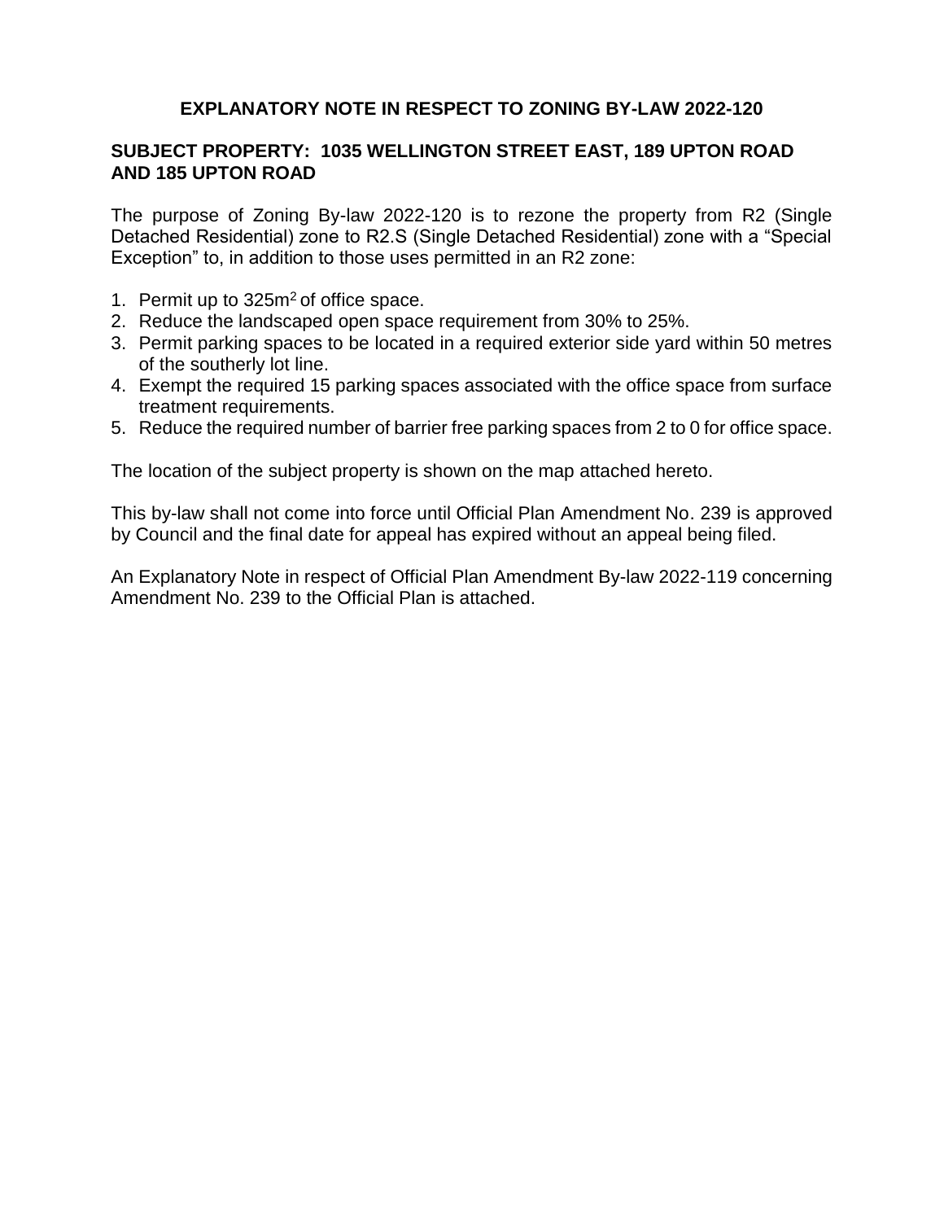## EXPLANATORY NOTE IN RESPECT TO ZONING BY-LAW 2022-120

### SUBJECT PROPERTY: 1035 WELLINGTON STREET EAST, 189 UPTON ROAD AND 185 UPTON ROAD

The purpose of Zoning By-law 2022-120 is to rezone the property from R2 (Single Detached Residential) zone to R2.S (Single Detached Residential) zone with a "Special Exception" to, in addition to those uses permitted in an R2 zone:

1. Permit up to 325m$^2$ of office space.
2. Reduce the landscaped open space requirement from 30% to 25%.
3. Permit parking spaces to be located in a required exterior side yard within 50 metres of the southerly lot line.
4. Exempt the required 15 parking spaces associated with the office space from surface treatment requirements.
5. Reduce the required number of barrier free parking spaces from 2 to 0 for office space.

The location of the subject property is shown on the map attached hereto.

This by-law shall not come into force until Official Plan Amendment No. 239 is approved by Council and the final date for appeal has expired without an appeal being filed.

An Explanatory Note in respect of Official Plan Amendment By-law 2022-119 concerning Amendment No. 239 to the Official Plan is attached.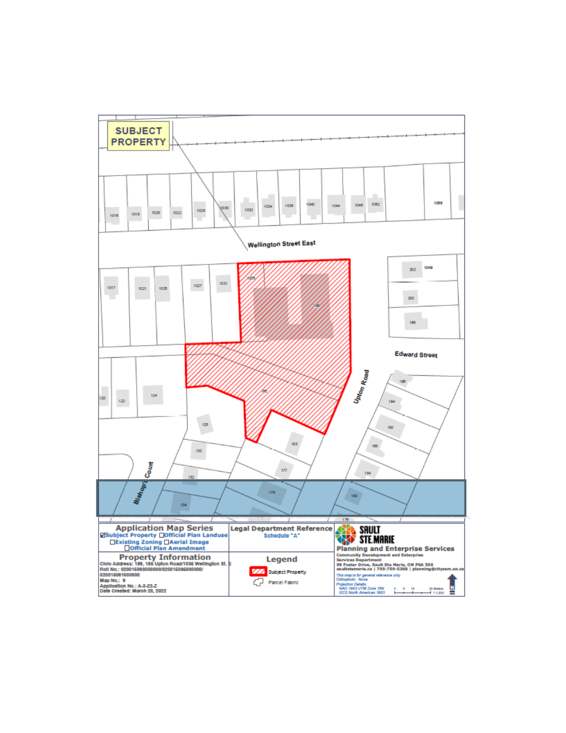SUBJECT PROPERTY

Wellington Street East

Upton Road

Edward Street

Bishop's Court

| Application Map Series | Legal Department Reference | |
|---|---|---|
| ☑Subject Property ☐Official Plan Landuse ☐Existing Zoning ☐Aerial Image ☐Official Plan Amendment | Schedule "A" | **SAULT STE. MARIE** Planning and Enterprise Services Community Development and Enterprise Services Department 99 Foster Drive, Sault Ste Marie, ON P6A 5X6 saultstemarie.ca \| 705-759-5368 \| planning@cityssm.on.ca *This map is for general reference only* *Orthophoto: None* *Projection Details:* NAD 1983 UTM Zone 16N GCS North American 1983 |
| **Property Information** | **Legend** | |
| Civic Address: 189, 185 Upton Road/1035 Wellington St. E Roll No.: 020015083000000/020015085000000/ 020015081000000 Map No.: 9 Application No.: A-9-22-Z Date Created: March 23, 2022 | Subject Property Parcel Fabric | 0 5 10 20 Meters 1:1,000 |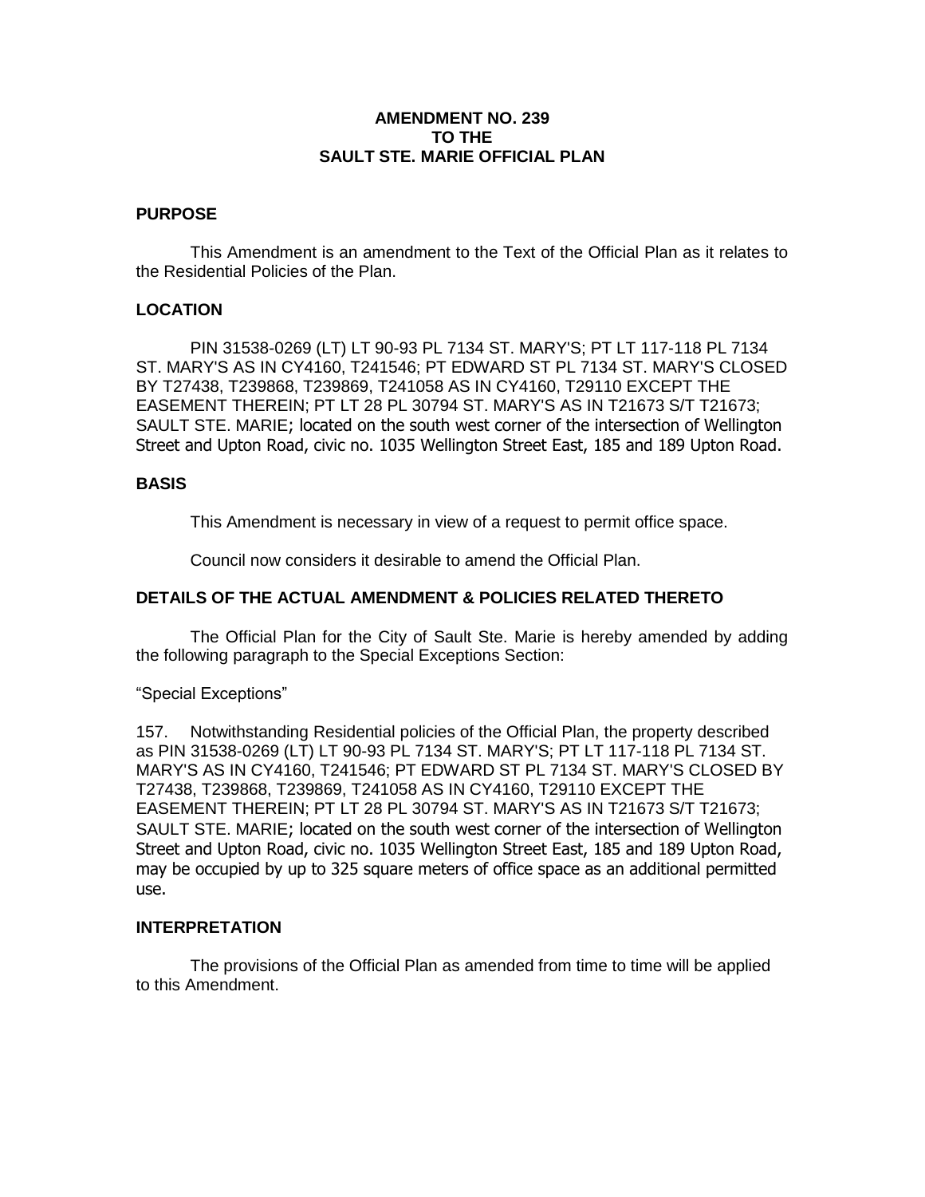# AMENDMENT NO. 239
# TO THE
# SAULT STE. MARIE OFFICIAL PLAN

## PURPOSE

This Amendment is an amendment to the Text of the Official Plan as it relates to the Residential Policies of the Plan.

## LOCATION

PIN 31538-0269 (LT) LT 90-93 PL 7134 ST. MARY'S; PT LT 117-118 PL 7134 ST. MARY'S AS IN CY4160, T241546; PT EDWARD ST PL 7134 ST. MARY'S CLOSED BY T27438, T239868, T239869, T241058 AS IN CY4160, T29110 EXCEPT THE EASEMENT THEREIN; PT LT 28 PL 30794 ST. MARY'S AS IN T21673 S/T T21673; SAULT STE. MARIE; located on the south west corner of the intersection of Wellington Street and Upton Road, civic no. 1035 Wellington Street East, 185 and 189 Upton Road.

## BASIS

This Amendment is necessary in view of a request to permit office space.

Council now considers it desirable to amend the Official Plan.

## DETAILS OF THE ACTUAL AMENDMENT & POLICIES RELATED THERETO

The Official Plan for the City of Sault Ste. Marie is hereby amended by adding the following paragraph to the Special Exceptions Section:

"Special Exceptions"

157. Notwithstanding Residential policies of the Official Plan, the property described as PIN 31538-0269 (LT) LT 90-93 PL 7134 ST. MARY'S; PT LT 117-118 PL 7134 ST. MARY'S AS IN CY4160, T241546; PT EDWARD ST PL 7134 ST. MARY'S CLOSED BY T27438, T239868, T239869, T241058 AS IN CY4160, T29110 EXCEPT THE EASEMENT THEREIN; PT LT 28 PL 30794 ST. MARY'S AS IN T21673 S/T T21673; SAULT STE. MARIE; located on the south west corner of the intersection of Wellington Street and Upton Road, civic no. 1035 Wellington Street East, 185 and 189 Upton Road, may be occupied by up to 325 square meters of office space as an additional permitted use.

## INTERPRETATION

The provisions of the Official Plan as amended from time to time will be applied to this Amendment.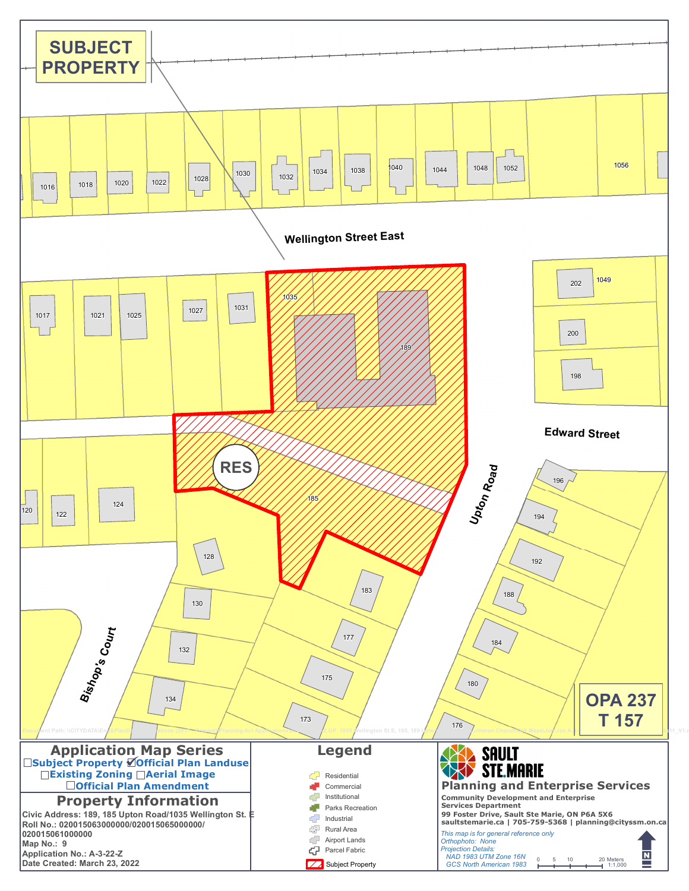# SUBJECT PROPERTY

Wellington Street East

Edward Street

Upton Road

Bishop's Court

RES

1016 1018 1020 1022 1028 1030 1032 1034 1038 1040 1044 1048 1052 1056

1017 1021 1025 1027 1031 1035 189

202 1049 200 198

120 122 124 185

196 194 192 188 184 180 176

128 130 132 134 183 177 175 173

**OPA 237**
**T 157**

## Application Map Series

☐Subject Property ☑Official Plan Landuse
☐Existing Zoning ☐Aerial Image
☐Official Plan Amendment

## Property Information

Civic Address: 189, 185 Upton Road/1035 Wellington St. E
Roll No.: 020015063000000/020015065000000/020015061000000
Map No.: 9
Application No.: A-3-22-Z
Date Created: March 23, 2022

## Legend

- Residential
- Commercial
- Institutional
- Parks Recreation
- Industrial
- Rural Area
- Airport Lands
- Parcel Fabric
- Subject Property

**SAULT STE. MARIE**

**Planning and Enterprise Services**

**Community Development and Enterprise Services Department**
**99 Foster Drive, Sault Ste Marie, ON P6A 5X6**
**saultstemarie.ca | 705-759-5368 | planning@cityssm.on.ca**

*This map is for general reference only*
*Orthophoto: None*
*Projection Details:*
*NAD 1983 UTM Zone 16N*
*GCS North American 1983*

0 5 10 20 Meters
1:1,000

N